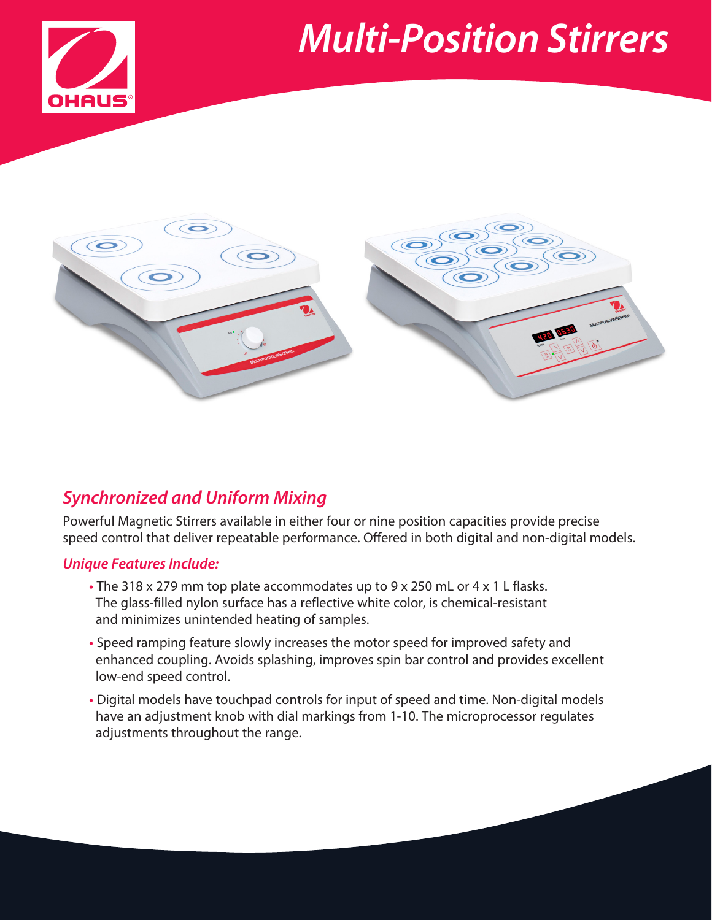# Multi-Position Stirrers

## *Synchronized and Uniform Mixing*

Powerful Magnetic Stirrers available in either four or nine position capacities provide precise speed control that deliver repeatable performance. Offered in both digital and non-digital models.

### *Unique Features Include:*

- The 318 x 279 mm top plate accommodates up to 9 x 250 mL or 4 x 1 L flasks. The glass-filled nylon surface has a reflective white color, is chemical-resistant and minimizes unintended heating of samples.
- Speed ramping feature slowly increases the motor speed for improved safety and enhanced coupling. Avoids splashing, improves spin bar control and provides excellent low-end speed control.
- Digital models have touchpad controls for input of speed and time. Non-digital models have an adjustment knob with dial markings from 1-10. The microprocessor regulates adjustments throughout the range.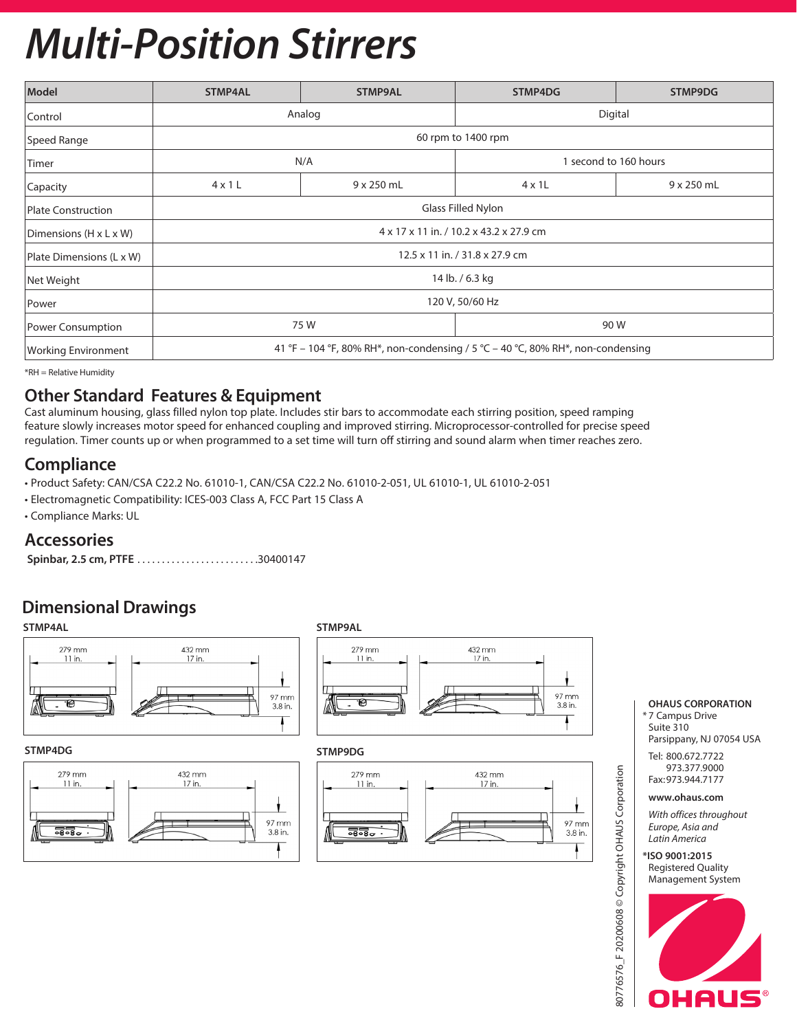# Multi-Position Stirrers

| Model | STMP4AL | STMP9AL | STMP4DG | STMP9DG |
|---|---|---|---|---|
| Control | Analog | | Digital | |
| Speed Range | 60 rpm to 1400 rpm | | | |
| Timer | N/A | | 1 second to 160 hours | |
| Capacity | 4 x 1 L | 9 x 250 mL | 4 x 1L | 9 x 250 mL |
| Plate Construction | Glass Filled Nylon | | | |
| Dimensions (H x L x W) | 4 x 17 x 11 in. / 10.2 x 43.2 x 27.9 cm | | | |
| Plate Dimensions (L x W) | 12.5 x 11 in. / 31.8 x 27.9 cm | | | |
| Net Weight | 14 lb. / 6.3 kg | | | |
| Power | 120 V, 50/60 Hz | | | |
| Power Consumption | 75 W | | 90 W | |
| Working Environment | 41 °F – 104 °F, 80% RH*, non-condensing / 5 °C – 40 °C, 80% RH*, non-condensing | | | |

*RH = Relative Humidity

## Other Standard Features & Equipment

Cast aluminum housing, glass filled nylon top plate. Includes stir bars to accommodate each stirring position, speed ramping feature slowly increases motor speed for enhanced coupling and improved stirring. Microprocessor-controlled for precise speed regulation. Timer counts up or when programmed to a set time will turn off stirring and sound alarm when timer reaches zero.

## Compliance

- Product Safety: CAN/CSA C22.2 No. 61010-1, CAN/CSA C22.2 No. 61010-2-051, UL 61010-1, UL 61010-2-051
- Electromagnetic Compatibility: ICES-003 Class A, FCC Part 15 Class A
- Compliance Marks: UL

## Accessories

**Spinbar, 2.5 cm, PTFE** ........................30400147

## Dimensional Drawings

**STMP4AL**

279 mm
11 in.
432 mm
17 in.
97 mm
3.8 in.

**STMP9AL**

279 mm
11 in.
432 mm
17 in.
97 mm
3.8 in.

**STMP4DG**

279 mm
11 in.
432 mm
17 in.
97 mm
3.8 in.

**STMP9DG**

279 mm
11 in.
432 mm
17 in.
97 mm
3.8 in.

**OHAUS CORPORATION**
*7 Campus Drive
Suite 310
Parsippany, NJ 07054 USA

Tel: 800.672.7722
973.377.9000
Fax: 973.944.7177

**www.ohaus.com**

*With offices throughout Europe, Asia and Latin America*

***ISO 9001:2015**
Registered Quality Management System

80776576_F 20200608 © Copyright OHAUS Corporation

OHAUS®